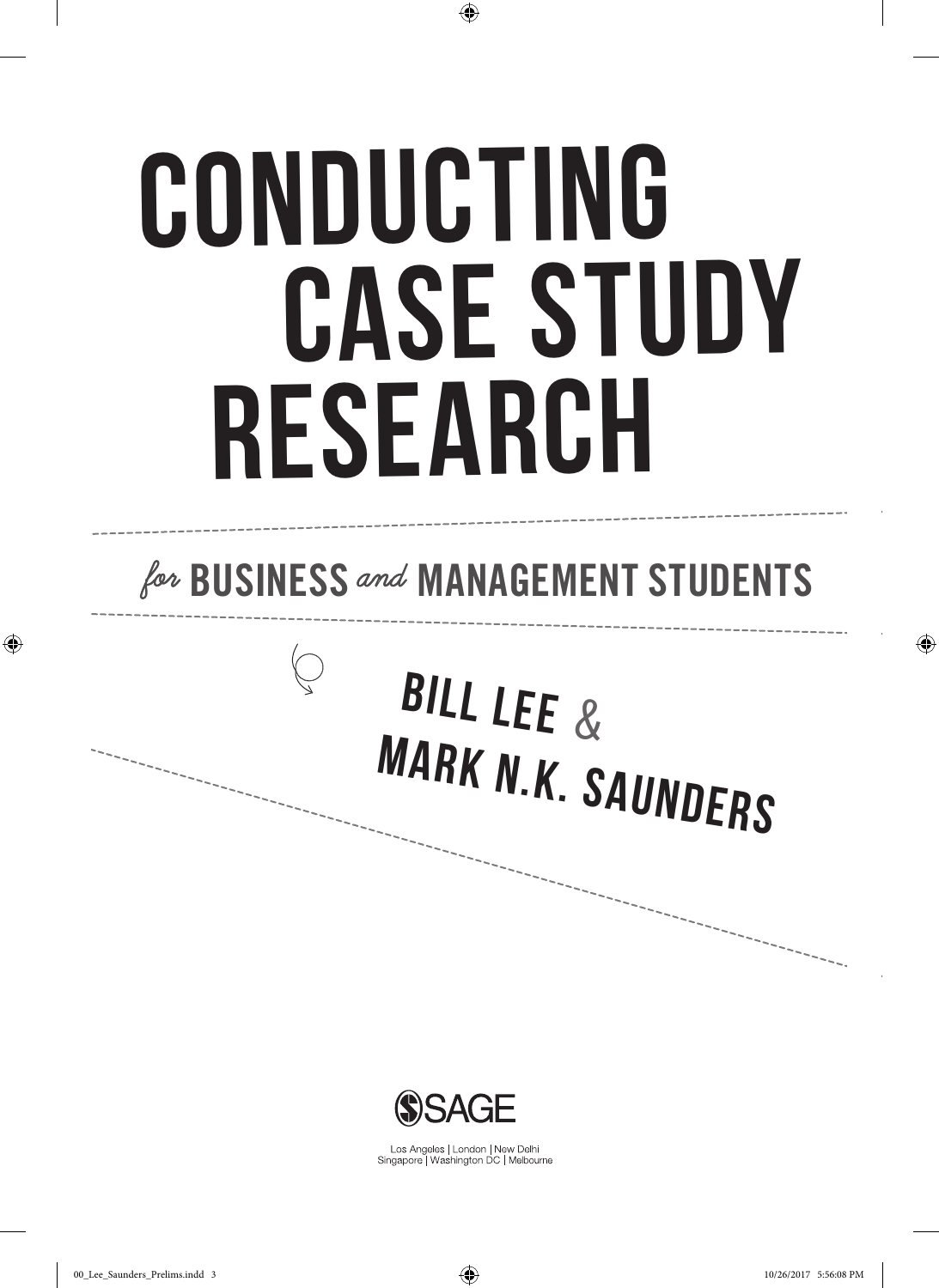# CONDUCTING CASE STUDY RESEARCH

## *for* BUSINESS *and* MANAGEMENT STUDENTS

**BILL LEE & MARK N.K. SAUNDERS**

SAGE

Los Angeles | London | New Delhi
Singapore | Washington DC | Melbourne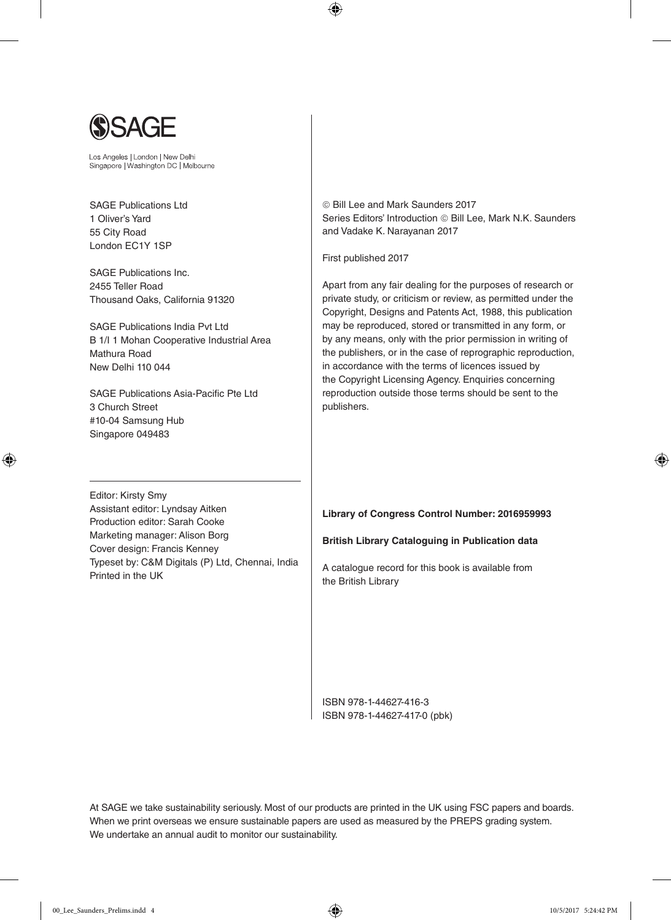SAGE

Los Angeles | London | New Delhi
Singapore | Washington DC | Melbourne

SAGE Publications Ltd
1 Oliver's Yard
55 City Road
London EC1Y 1SP

SAGE Publications Inc.
2455 Teller Road
Thousand Oaks, California 91320

SAGE Publications India Pvt Ltd
B 1/I 1 Mohan Cooperative Industrial Area
Mathura Road
New Delhi 110 044

SAGE Publications Asia-Pacific Pte Ltd
3 Church Street
#10-04 Samsung Hub
Singapore 049483

---

Editor: Kirsty Smy
Assistant editor: Lyndsay Aitken
Production editor: Sarah Cooke
Marketing manager: Alison Borg
Cover design: Francis Kenney
Typeset by: C&M Digitals (P) Ltd, Chennai, India
Printed in the UK

© Bill Lee and Mark Saunders 2017
Series Editors' Introduction © Bill Lee, Mark N.K. Saunders and Vadake K. Narayanan 2017

First published 2017

Apart from any fair dealing for the purposes of research or private study, or criticism or review, as permitted under the Copyright, Designs and Patents Act, 1988, this publication may be reproduced, stored or transmitted in any form, or by any means, only with the prior permission in writing of the publishers, or in the case of reprographic reproduction, in accordance with the terms of licences issued by the Copyright Licensing Agency. Enquiries concerning reproduction outside those terms should be sent to the publishers.

**Library of Congress Control Number: 2016959993**

**British Library Cataloguing in Publication data**

A catalogue record for this book is available from the British Library

ISBN 978-1-44627-416-3
ISBN 978-1-44627-417-0 (pbk)

At SAGE we take sustainability seriously. Most of our products are printed in the UK using FSC papers and boards. When we print overseas we ensure sustainable papers are used as measured by the PREPS grading system. We undertake an annual audit to monitor our sustainability.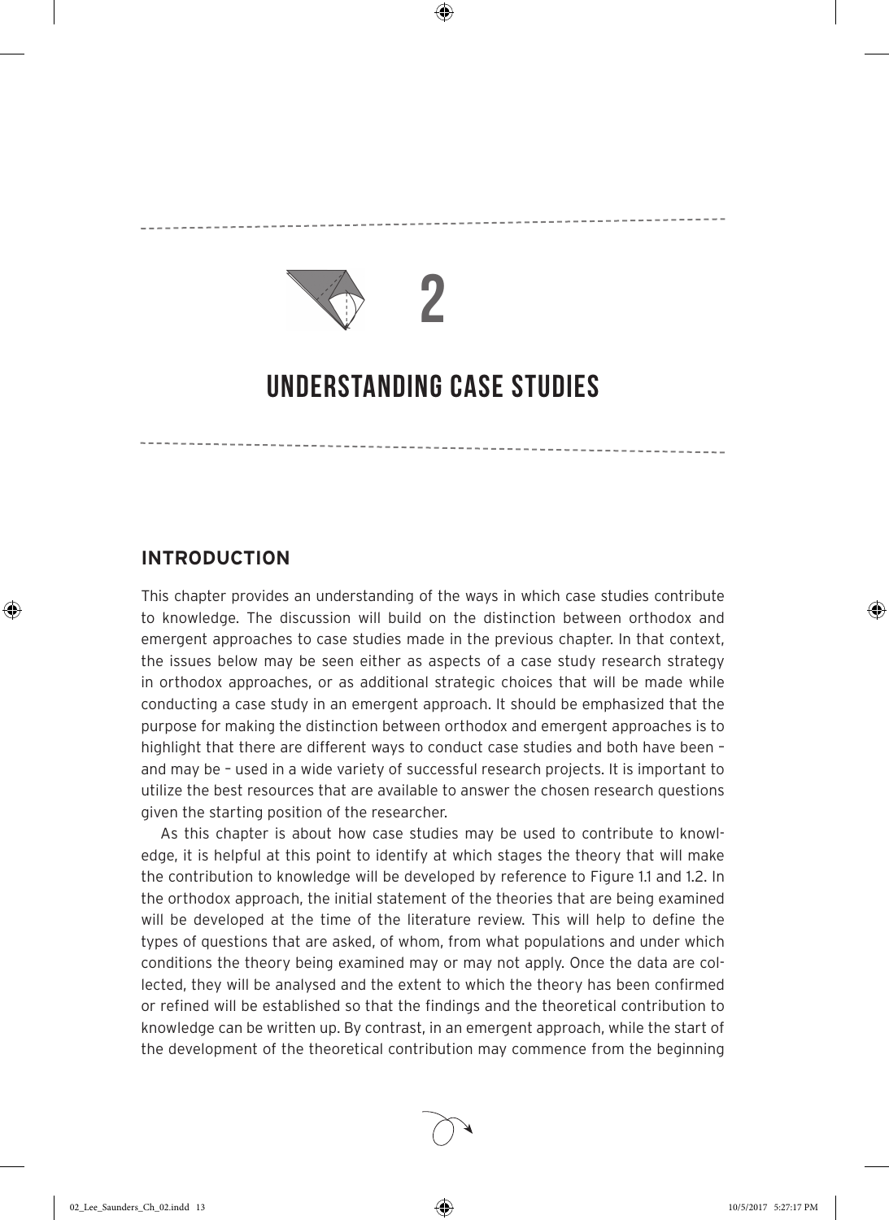# 2

# UNDERSTANDING CASE STUDIES

## INTRODUCTION

This chapter provides an understanding of the ways in which case studies contribute to knowledge. The discussion will build on the distinction between orthodox and emergent approaches to case studies made in the previous chapter. In that context, the issues below may be seen either as aspects of a case study research strategy in orthodox approaches, or as additional strategic choices that will be made while conducting a case study in an emergent approach. It should be emphasized that the purpose for making the distinction between orthodox and emergent approaches is to highlight that there are different ways to conduct case studies and both have been – and may be – used in a wide variety of successful research projects. It is important to utilize the best resources that are available to answer the chosen research questions given the starting position of the researcher.

As this chapter is about how case studies may be used to contribute to knowledge, it is helpful at this point to identify at which stages the theory that will make the contribution to knowledge will be developed by reference to Figure 1.1 and 1.2. In the orthodox approach, the initial statement of the theories that are being examined will be developed at the time of the literature review. This will help to define the types of questions that are asked, of whom, from what populations and under which conditions the theory being examined may or may not apply. Once the data are collected, they will be analysed and the extent to which the theory has been confirmed or refined will be established so that the findings and the theoretical contribution to knowledge can be written up. By contrast, in an emergent approach, while the start of the development of the theoretical contribution may commence from the beginning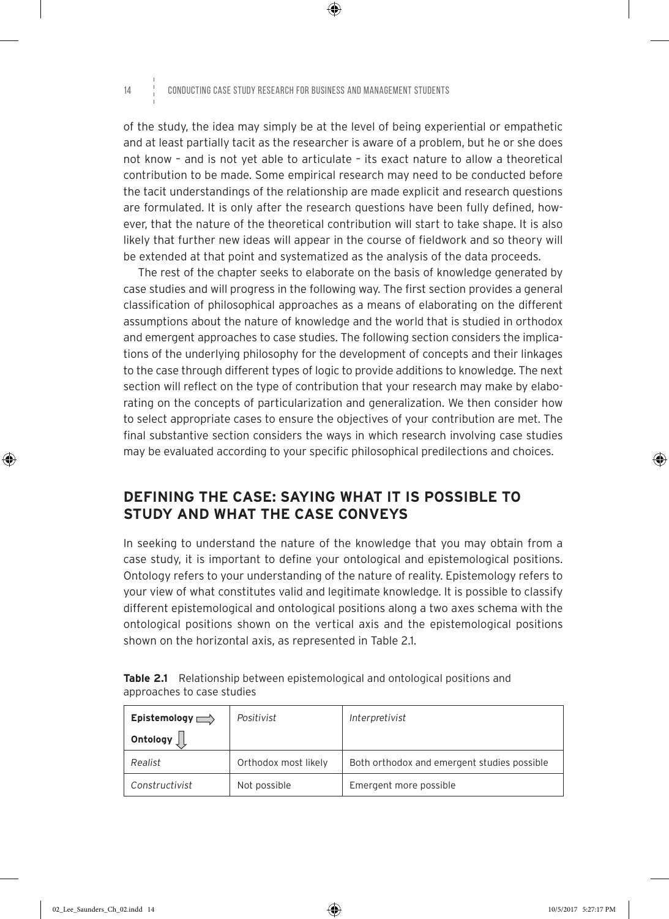of the study, the idea may simply be at the level of being experiential or empathetic and at least partially tacit as the researcher is aware of a problem, but he or she does not know – and is not yet able to articulate – its exact nature to allow a theoretical contribution to be made. Some empirical research may need to be conducted before the tacit understandings of the relationship are made explicit and research questions are formulated. It is only after the research questions have been fully defined, however, that the nature of the theoretical contribution will start to take shape. It is also likely that further new ideas will appear in the course of fieldwork and so theory will be extended at that point and systematized as the analysis of the data proceeds.

The rest of the chapter seeks to elaborate on the basis of knowledge generated by case studies and will progress in the following way. The first section provides a general classification of philosophical approaches as a means of elaborating on the different assumptions about the nature of knowledge and the world that is studied in orthodox and emergent approaches to case studies. The following section considers the implications of the underlying philosophy for the development of concepts and their linkages to the case through different types of logic to provide additions to knowledge. The next section will reflect on the type of contribution that your research may make by elaborating on the concepts of particularization and generalization. We then consider how to select appropriate cases to ensure the objectives of your contribution are met. The final substantive section considers the ways in which research involving case studies may be evaluated according to your specific philosophical predilections and choices.

## DEFINING THE CASE: SAYING WHAT IT IS POSSIBLE TO STUDY AND WHAT THE CASE CONVEYS

In seeking to understand the nature of the knowledge that you may obtain from a case study, it is important to define your ontological and epistemological positions. Ontology refers to your understanding of the nature of reality. Epistemology refers to your view of what constitutes valid and legitimate knowledge. It is possible to classify different epistemological and ontological positions along a two axes schema with the ontological positions shown on the vertical axis and the epistemological positions shown on the horizontal axis, as represented in Table 2.1.

**Table 2.1** Relationship between epistemological and ontological positions and approaches to case studies

| **Epistemology** → <br> **Ontology** ↓ | *Positivist* | *Interpretivist* |
|---|---|---|
| *Realist* | Orthodox most likely | Both orthodox and emergent studies possible |
| *Constructivist* | Not possible | Emergent more possible |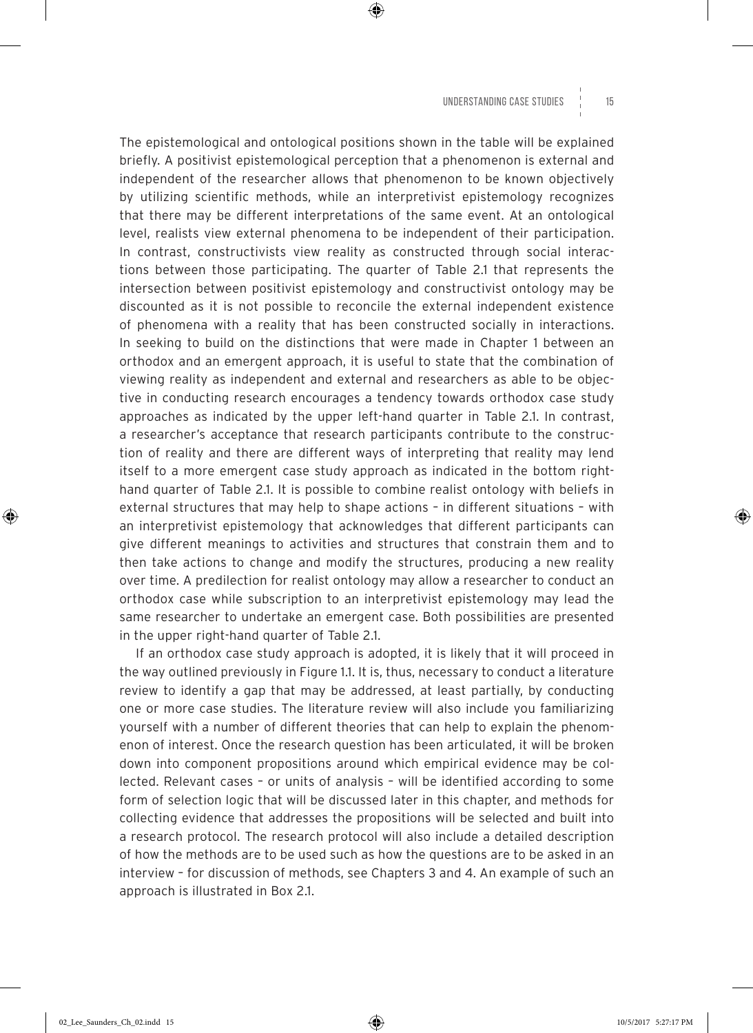The epistemological and ontological positions shown in the table will be explained briefly. A positivist epistemological perception that a phenomenon is external and independent of the researcher allows that phenomenon to be known objectively by utilizing scientific methods, while an interpretivist epistemology recognizes that there may be different interpretations of the same event. At an ontological level, realists view external phenomena to be independent of their participation. In contrast, constructivists view reality as constructed through social interactions between those participating. The quarter of Table 2.1 that represents the intersection between positivist epistemology and constructivist ontology may be discounted as it is not possible to reconcile the external independent existence of phenomena with a reality that has been constructed socially in interactions. In seeking to build on the distinctions that were made in Chapter 1 between an orthodox and an emergent approach, it is useful to state that the combination of viewing reality as independent and external and researchers as able to be objective in conducting research encourages a tendency towards orthodox case study approaches as indicated by the upper left-hand quarter in Table 2.1. In contrast, a researcher's acceptance that research participants contribute to the construction of reality and there are different ways of interpreting that reality may lend itself to a more emergent case study approach as indicated in the bottom right-hand quarter of Table 2.1. It is possible to combine realist ontology with beliefs in external structures that may help to shape actions – in different situations – with an interpretivist epistemology that acknowledges that different participants can give different meanings to activities and structures that constrain them and to then take actions to change and modify the structures, producing a new reality over time. A predilection for realist ontology may allow a researcher to conduct an orthodox case while subscription to an interpretivist epistemology may lead the same researcher to undertake an emergent case. Both possibilities are presented in the upper right-hand quarter of Table 2.1.

If an orthodox case study approach is adopted, it is likely that it will proceed in the way outlined previously in Figure 1.1. It is, thus, necessary to conduct a literature review to identify a gap that may be addressed, at least partially, by conducting one or more case studies. The literature review will also include you familiarizing yourself with a number of different theories that can help to explain the phenomenon of interest. Once the research question has been articulated, it will be broken down into component propositions around which empirical evidence may be collected. Relevant cases – or units of analysis – will be identified according to some form of selection logic that will be discussed later in this chapter, and methods for collecting evidence that addresses the propositions will be selected and built into a research protocol. The research protocol will also include a detailed description of how the methods are to be used such as how the questions are to be asked in an interview – for discussion of methods, see Chapters 3 and 4. An example of such an approach is illustrated in Box 2.1.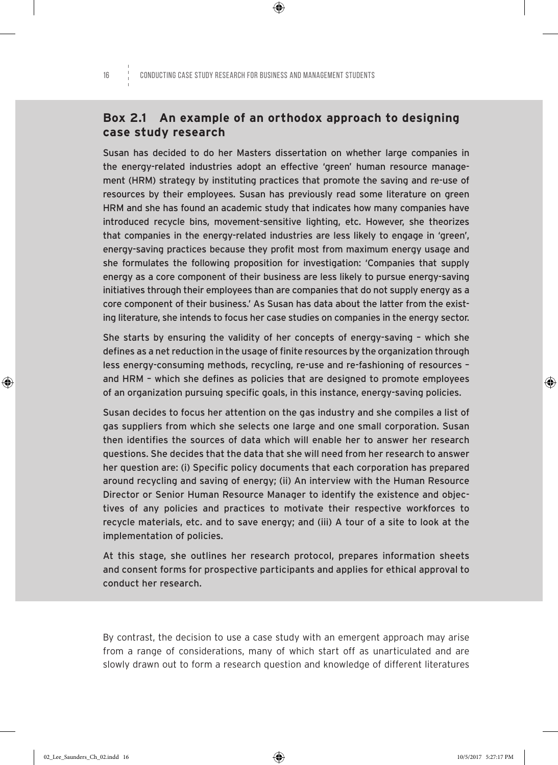### Box 2.1 An example of an orthodox approach to designing case study research

Susan has decided to do her Masters dissertation on whether large companies in the energy-related industries adopt an effective 'green' human resource management (HRM) strategy by instituting practices that promote the saving and re-use of resources by their employees. Susan has previously read some literature on green HRM and she has found an academic study that indicates how many companies have introduced recycle bins, movement-sensitive lighting, etc. However, she theorizes that companies in the energy-related industries are less likely to engage in 'green', energy-saving practices because they profit most from maximum energy usage and she formulates the following proposition for investigation: 'Companies that supply energy as a core component of their business are less likely to pursue energy-saving initiatives through their employees than are companies that do not supply energy as a core component of their business.' As Susan has data about the latter from the existing literature, she intends to focus her case studies on companies in the energy sector.

She starts by ensuring the validity of her concepts of energy-saving – which she defines as a net reduction in the usage of finite resources by the organization through less energy-consuming methods, recycling, re-use and re-fashioning of resources – and HRM – which she defines as policies that are designed to promote employees of an organization pursuing specific goals, in this instance, energy-saving policies.

Susan decides to focus her attention on the gas industry and she compiles a list of gas suppliers from which she selects one large and one small corporation. Susan then identifies the sources of data which will enable her to answer her research questions. She decides that the data that she will need from her research to answer her question are: (i) Specific policy documents that each corporation has prepared around recycling and saving of energy; (ii) An interview with the Human Resource Director or Senior Human Resource Manager to identify the existence and objectives of any policies and practices to motivate their respective workforces to recycle materials, etc. and to save energy; and (iii) A tour of a site to look at the implementation of policies.

At this stage, she outlines her research protocol, prepares information sheets and consent forms for prospective participants and applies for ethical approval to conduct her research.

By contrast, the decision to use a case study with an emergent approach may arise from a range of considerations, many of which start off as unarticulated and are slowly drawn out to form a research question and knowledge of different literatures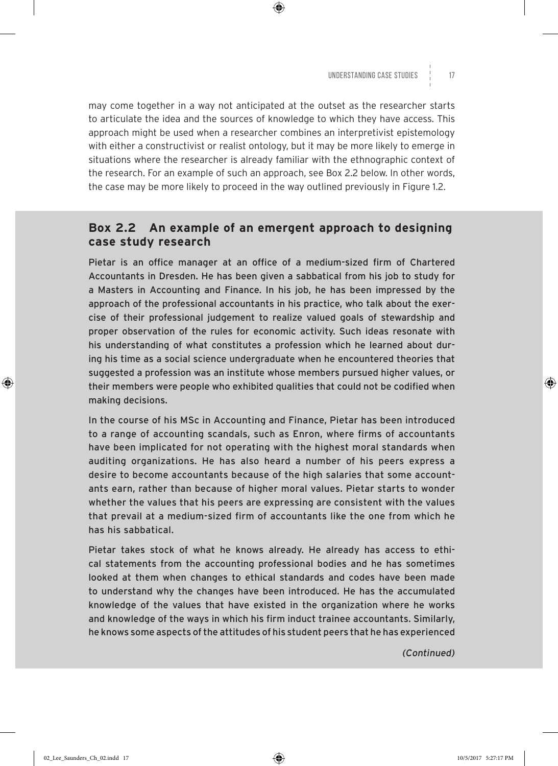may come together in a way not anticipated at the outset as the researcher starts to articulate the idea and the sources of knowledge to which they have access. This approach might be used when a researcher combines an interpretivist epistemology with either a constructivist or realist ontology, but it may be more likely to emerge in situations where the researcher is already familiar with the ethnographic context of the research. For an example of such an approach, see Box 2.2 below. In other words, the case may be more likely to proceed in the way outlined previously in Figure 1.2.

### Box 2.2 An example of an emergent approach to designing case study research

Pietar is an office manager at an office of a medium-sized firm of Chartered Accountants in Dresden. He has been given a sabbatical from his job to study for a Masters in Accounting and Finance. In his job, he has been impressed by the approach of the professional accountants in his practice, who talk about the exercise of their professional judgement to realize valued goals of stewardship and proper observation of the rules for economic activity. Such ideas resonate with his understanding of what constitutes a profession which he learned about during his time as a social science undergraduate when he encountered theories that suggested a profession was an institute whose members pursued higher values, or their members were people who exhibited qualities that could not be codified when making decisions.

In the course of his MSc in Accounting and Finance, Pietar has been introduced to a range of accounting scandals, such as Enron, where firms of accountants have been implicated for not operating with the highest moral standards when auditing organizations. He has also heard a number of his peers express a desire to become accountants because of the high salaries that some accountants earn, rather than because of higher moral values. Pietar starts to wonder whether the values that his peers are expressing are consistent with the values that prevail at a medium-sized firm of accountants like the one from which he has his sabbatical.

Pietar takes stock of what he knows already. He already has access to ethical statements from the accounting professional bodies and he has sometimes looked at them when changes to ethical standards and codes have been made to understand why the changes have been introduced. He has the accumulated knowledge of the values that have existed in the organization where he works and knowledge of the ways in which his firm induct trainee accountants. Similarly, he knows some aspects of the attitudes of his student peers that he has experienced

*(Continued)*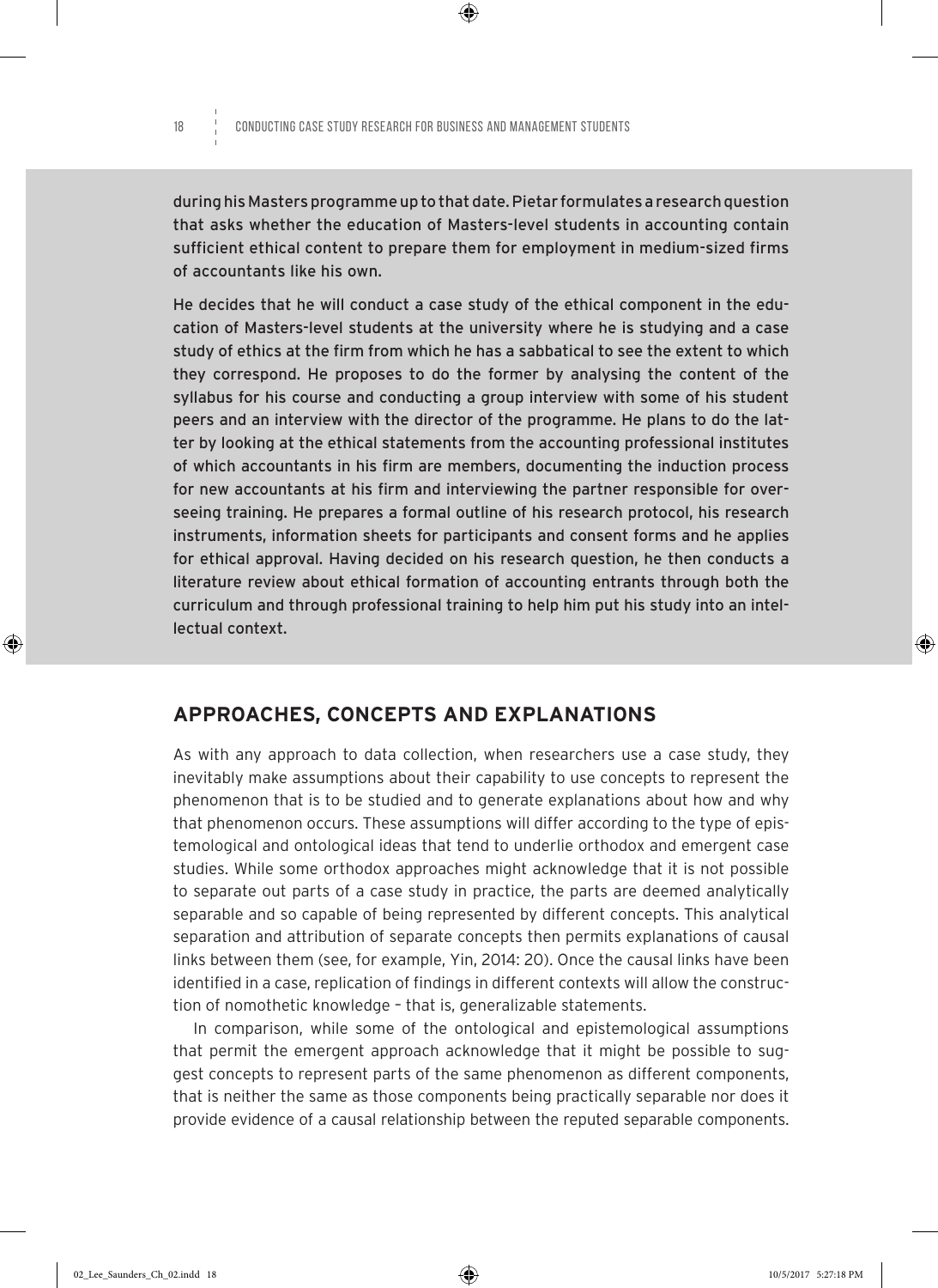during his Masters programme up to that date. Pietar formulates a research question that asks whether the education of Masters-level students in accounting contain sufficient ethical content to prepare them for employment in medium-sized firms of accountants like his own.

He decides that he will conduct a case study of the ethical component in the education of Masters-level students at the university where he is studying and a case study of ethics at the firm from which he has a sabbatical to see the extent to which they correspond. He proposes to do the former by analysing the content of the syllabus for his course and conducting a group interview with some of his student peers and an interview with the director of the programme. He plans to do the latter by looking at the ethical statements from the accounting professional institutes of which accountants in his firm are members, documenting the induction process for new accountants at his firm and interviewing the partner responsible for overseeing training. He prepares a formal outline of his research protocol, his research instruments, information sheets for participants and consent forms and he applies for ethical approval. Having decided on his research question, he then conducts a literature review about ethical formation of accounting entrants through both the curriculum and through professional training to help him put his study into an intellectual context.

## APPROACHES, CONCEPTS AND EXPLANATIONS

As with any approach to data collection, when researchers use a case study, they inevitably make assumptions about their capability to use concepts to represent the phenomenon that is to be studied and to generate explanations about how and why that phenomenon occurs. These assumptions will differ according to the type of epistemological and ontological ideas that tend to underlie orthodox and emergent case studies. While some orthodox approaches might acknowledge that it is not possible to separate out parts of a case study in practice, the parts are deemed analytically separable and so capable of being represented by different concepts. This analytical separation and attribution of separate concepts then permits explanations of causal links between them (see, for example, Yin, 2014: 20). Once the causal links have been identified in a case, replication of findings in different contexts will allow the construction of nomothetic knowledge – that is, generalizable statements.

In comparison, while some of the ontological and epistemological assumptions that permit the emergent approach acknowledge that it might be possible to suggest concepts to represent parts of the same phenomenon as different components, that is neither the same as those components being practically separable nor does it provide evidence of a causal relationship between the reputed separable components.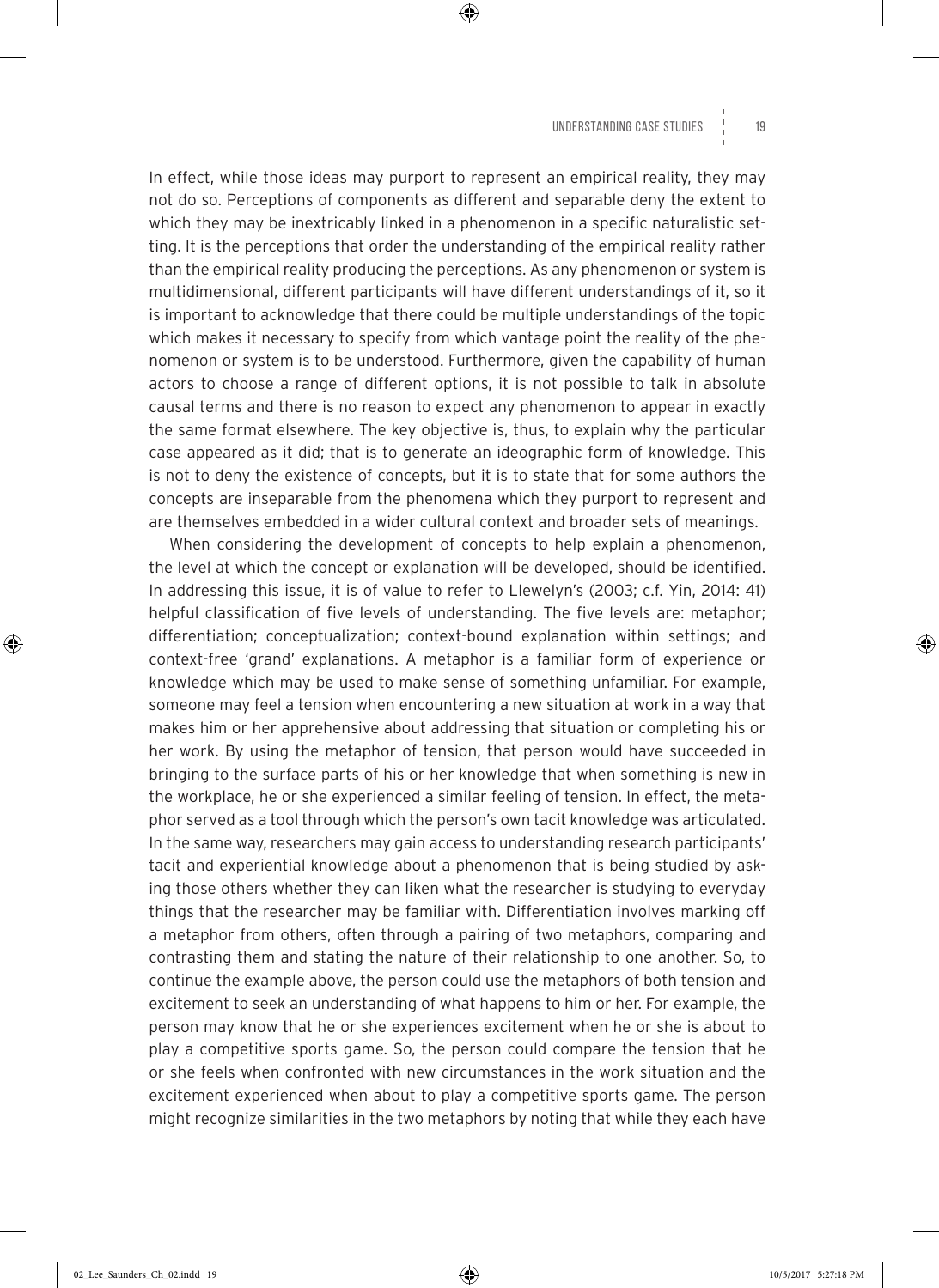In effect, while those ideas may purport to represent an empirical reality, they may not do so. Perceptions of components as different and separable deny the extent to which they may be inextricably linked in a phenomenon in a specific naturalistic setting. It is the perceptions that order the understanding of the empirical reality rather than the empirical reality producing the perceptions. As any phenomenon or system is multidimensional, different participants will have different understandings of it, so it is important to acknowledge that there could be multiple understandings of the topic which makes it necessary to specify from which vantage point the reality of the phenomenon or system is to be understood. Furthermore, given the capability of human actors to choose a range of different options, it is not possible to talk in absolute causal terms and there is no reason to expect any phenomenon to appear in exactly the same format elsewhere. The key objective is, thus, to explain why the particular case appeared as it did; that is to generate an ideographic form of knowledge. This is not to deny the existence of concepts, but it is to state that for some authors the concepts are inseparable from the phenomena which they purport to represent and are themselves embedded in a wider cultural context and broader sets of meanings.

When considering the development of concepts to help explain a phenomenon, the level at which the concept or explanation will be developed, should be identified. In addressing this issue, it is of value to refer to Llewelyn's (2003; c.f. Yin, 2014: 41) helpful classification of five levels of understanding. The five levels are: metaphor; differentiation; conceptualization; context-bound explanation within settings; and context-free 'grand' explanations. A metaphor is a familiar form of experience or knowledge which may be used to make sense of something unfamiliar. For example, someone may feel a tension when encountering a new situation at work in a way that makes him or her apprehensive about addressing that situation or completing his or her work. By using the metaphor of tension, that person would have succeeded in bringing to the surface parts of his or her knowledge that when something is new in the workplace, he or she experienced a similar feeling of tension. In effect, the metaphor served as a tool through which the person's own tacit knowledge was articulated. In the same way, researchers may gain access to understanding research participants' tacit and experiential knowledge about a phenomenon that is being studied by asking those others whether they can liken what the researcher is studying to everyday things that the researcher may be familiar with. Differentiation involves marking off a metaphor from others, often through a pairing of two metaphors, comparing and contrasting them and stating the nature of their relationship to one another. So, to continue the example above, the person could use the metaphors of both tension and excitement to seek an understanding of what happens to him or her. For example, the person may know that he or she experiences excitement when he or she is about to play a competitive sports game. So, the person could compare the tension that he or she feels when confronted with new circumstances in the work situation and the excitement experienced when about to play a competitive sports game. The person might recognize similarities in the two metaphors by noting that while they each have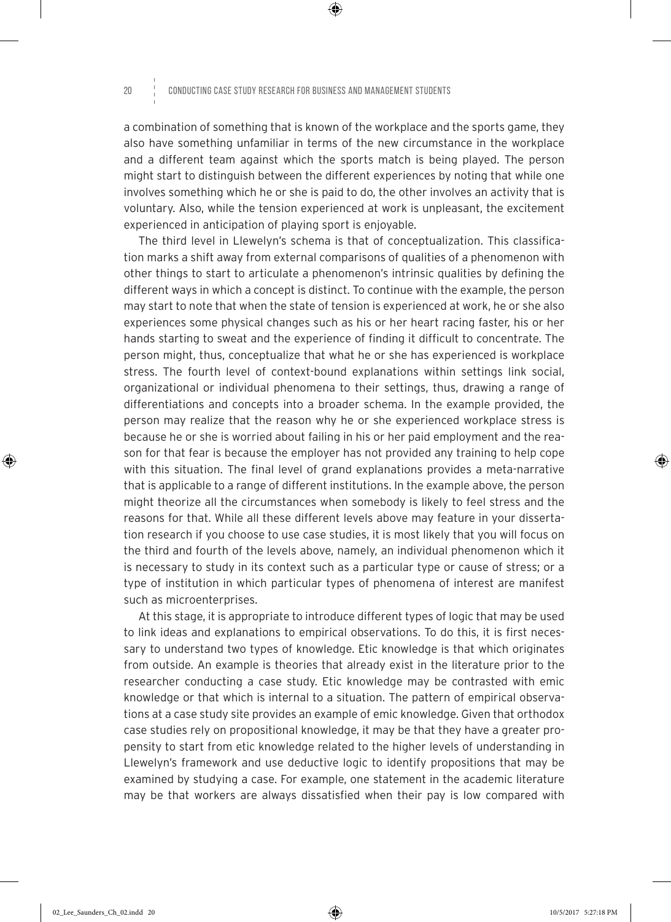a combination of something that is known of the workplace and the sports game, they also have something unfamiliar in terms of the new circumstance in the workplace and a different team against which the sports match is being played. The person might start to distinguish between the different experiences by noting that while one involves something which he or she is paid to do, the other involves an activity that is voluntary. Also, while the tension experienced at work is unpleasant, the excitement experienced in anticipation of playing sport is enjoyable.

The third level in Llewelyn's schema is that of conceptualization. This classification marks a shift away from external comparisons of qualities of a phenomenon with other things to start to articulate a phenomenon's intrinsic qualities by defining the different ways in which a concept is distinct. To continue with the example, the person may start to note that when the state of tension is experienced at work, he or she also experiences some physical changes such as his or her heart racing faster, his or her hands starting to sweat and the experience of finding it difficult to concentrate. The person might, thus, conceptualize that what he or she has experienced is workplace stress. The fourth level of context-bound explanations within settings link social, organizational or individual phenomena to their settings, thus, drawing a range of differentiations and concepts into a broader schema. In the example provided, the person may realize that the reason why he or she experienced workplace stress is because he or she is worried about failing in his or her paid employment and the reason for that fear is because the employer has not provided any training to help cope with this situation. The final level of grand explanations provides a meta-narrative that is applicable to a range of different institutions. In the example above, the person might theorize all the circumstances when somebody is likely to feel stress and the reasons for that. While all these different levels above may feature in your dissertation research if you choose to use case studies, it is most likely that you will focus on the third and fourth of the levels above, namely, an individual phenomenon which it is necessary to study in its context such as a particular type or cause of stress; or a type of institution in which particular types of phenomena of interest are manifest such as microenterprises.

At this stage, it is appropriate to introduce different types of logic that may be used to link ideas and explanations to empirical observations. To do this, it is first necessary to understand two types of knowledge. Etic knowledge is that which originates from outside. An example is theories that already exist in the literature prior to the researcher conducting a case study. Etic knowledge may be contrasted with emic knowledge or that which is internal to a situation. The pattern of empirical observations at a case study site provides an example of emic knowledge. Given that orthodox case studies rely on propositional knowledge, it may be that they have a greater propensity to start from etic knowledge related to the higher levels of understanding in Llewelyn's framework and use deductive logic to identify propositions that may be examined by studying a case. For example, one statement in the academic literature may be that workers are always dissatisfied when their pay is low compared with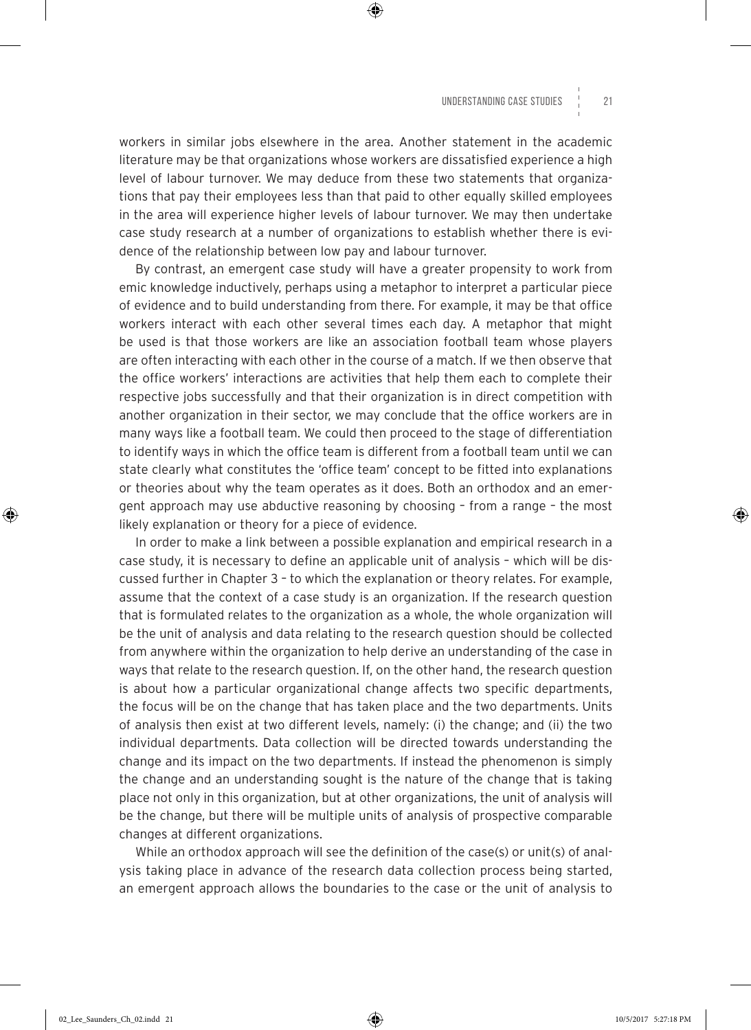workers in similar jobs elsewhere in the area. Another statement in the academic literature may be that organizations whose workers are dissatisfied experience a high level of labour turnover. We may deduce from these two statements that organizations that pay their employees less than that paid to other equally skilled employees in the area will experience higher levels of labour turnover. We may then undertake case study research at a number of organizations to establish whether there is evidence of the relationship between low pay and labour turnover.

By contrast, an emergent case study will have a greater propensity to work from emic knowledge inductively, perhaps using a metaphor to interpret a particular piece of evidence and to build understanding from there. For example, it may be that office workers interact with each other several times each day. A metaphor that might be used is that those workers are like an association football team whose players are often interacting with each other in the course of a match. If we then observe that the office workers' interactions are activities that help them each to complete their respective jobs successfully and that their organization is in direct competition with another organization in their sector, we may conclude that the office workers are in many ways like a football team. We could then proceed to the stage of differentiation to identify ways in which the office team is different from a football team until we can state clearly what constitutes the 'office team' concept to be fitted into explanations or theories about why the team operates as it does. Both an orthodox and an emergent approach may use abductive reasoning by choosing – from a range – the most likely explanation or theory for a piece of evidence.

In order to make a link between a possible explanation and empirical research in a case study, it is necessary to define an applicable unit of analysis – which will be discussed further in Chapter 3 – to which the explanation or theory relates. For example, assume that the context of a case study is an organization. If the research question that is formulated relates to the organization as a whole, the whole organization will be the unit of analysis and data relating to the research question should be collected from anywhere within the organization to help derive an understanding of the case in ways that relate to the research question. If, on the other hand, the research question is about how a particular organizational change affects two specific departments, the focus will be on the change that has taken place and the two departments. Units of analysis then exist at two different levels, namely: (i) the change; and (ii) the two individual departments. Data collection will be directed towards understanding the change and its impact on the two departments. If instead the phenomenon is simply the change and an understanding sought is the nature of the change that is taking place not only in this organization, but at other organizations, the unit of analysis will be the change, but there will be multiple units of analysis of prospective comparable changes at different organizations.

While an orthodox approach will see the definition of the case(s) or unit(s) of analysis taking place in advance of the research data collection process being started, an emergent approach allows the boundaries to the case or the unit of analysis to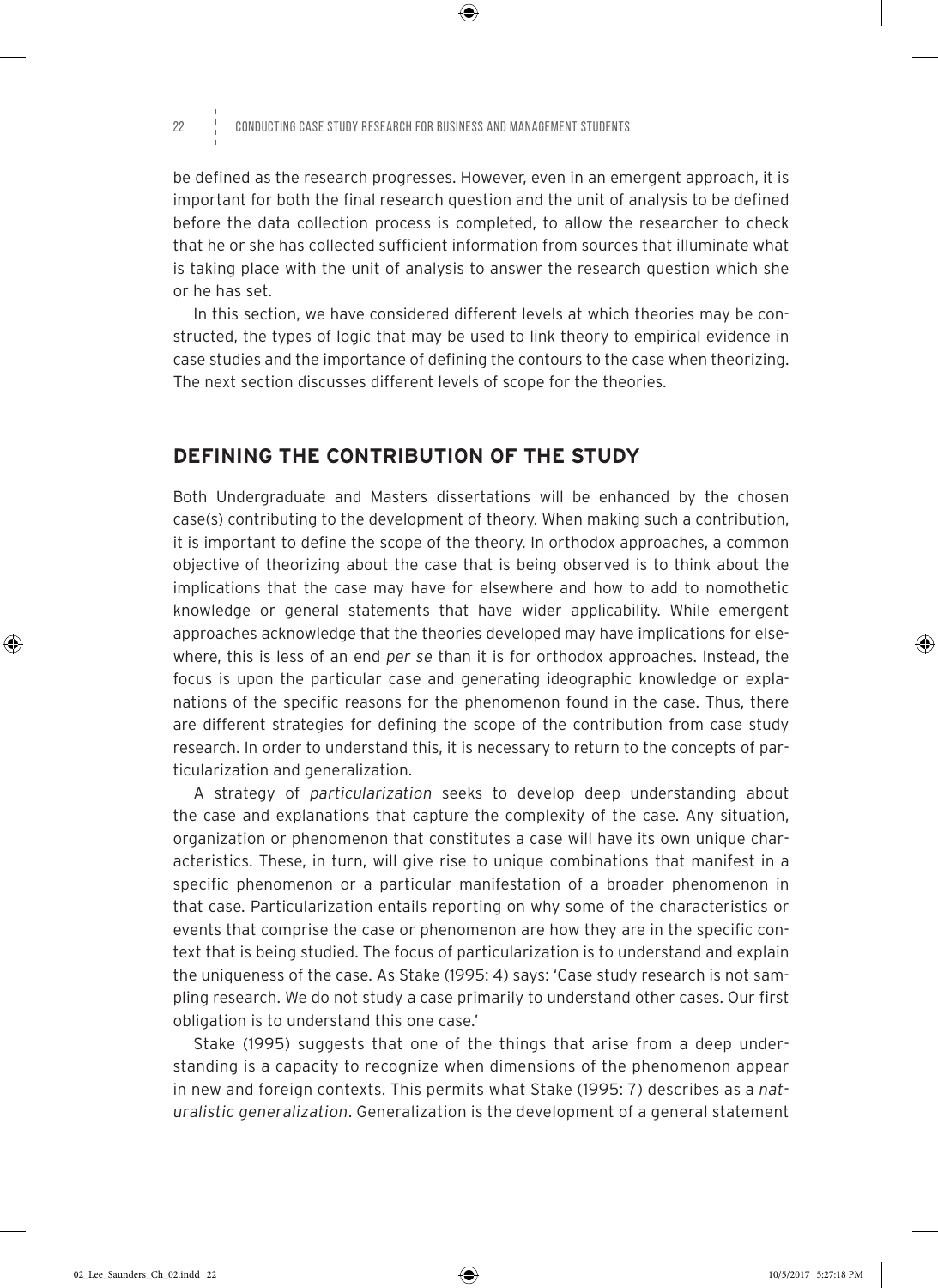be defined as the research progresses. However, even in an emergent approach, it is important for both the final research question and the unit of analysis to be defined before the data collection process is completed, to allow the researcher to check that he or she has collected sufficient information from sources that illuminate what is taking place with the unit of analysis to answer the research question which she or he has set.

In this section, we have considered different levels at which theories may be constructed, the types of logic that may be used to link theory to empirical evidence in case studies and the importance of defining the contours to the case when theorizing. The next section discusses different levels of scope for the theories.

## DEFINING THE CONTRIBUTION OF THE STUDY

Both Undergraduate and Masters dissertations will be enhanced by the chosen case(s) contributing to the development of theory. When making such a contribution, it is important to define the scope of the theory. In orthodox approaches, a common objective of theorizing about the case that is being observed is to think about the implications that the case may have for elsewhere and how to add to nomothetic knowledge or general statements that have wider applicability. While emergent approaches acknowledge that the theories developed may have implications for elsewhere, this is less of an end *per se* than it is for orthodox approaches. Instead, the focus is upon the particular case and generating ideographic knowledge or explanations of the specific reasons for the phenomenon found in the case. Thus, there are different strategies for defining the scope of the contribution from case study research. In order to understand this, it is necessary to return to the concepts of particularization and generalization.

A strategy of *particularization* seeks to develop deep understanding about the case and explanations that capture the complexity of the case. Any situation, organization or phenomenon that constitutes a case will have its own unique characteristics. These, in turn, will give rise to unique combinations that manifest in a specific phenomenon or a particular manifestation of a broader phenomenon in that case. Particularization entails reporting on why some of the characteristics or events that comprise the case or phenomenon are how they are in the specific context that is being studied. The focus of particularization is to understand and explain the uniqueness of the case. As Stake (1995: 4) says: 'Case study research is not sampling research. We do not study a case primarily to understand other cases. Our first obligation is to understand this one case.'

Stake (1995) suggests that one of the things that arise from a deep understanding is a capacity to recognize when dimensions of the phenomenon appear in new and foreign contexts. This permits what Stake (1995: 7) describes as a *naturalistic generalization*. Generalization is the development of a general statement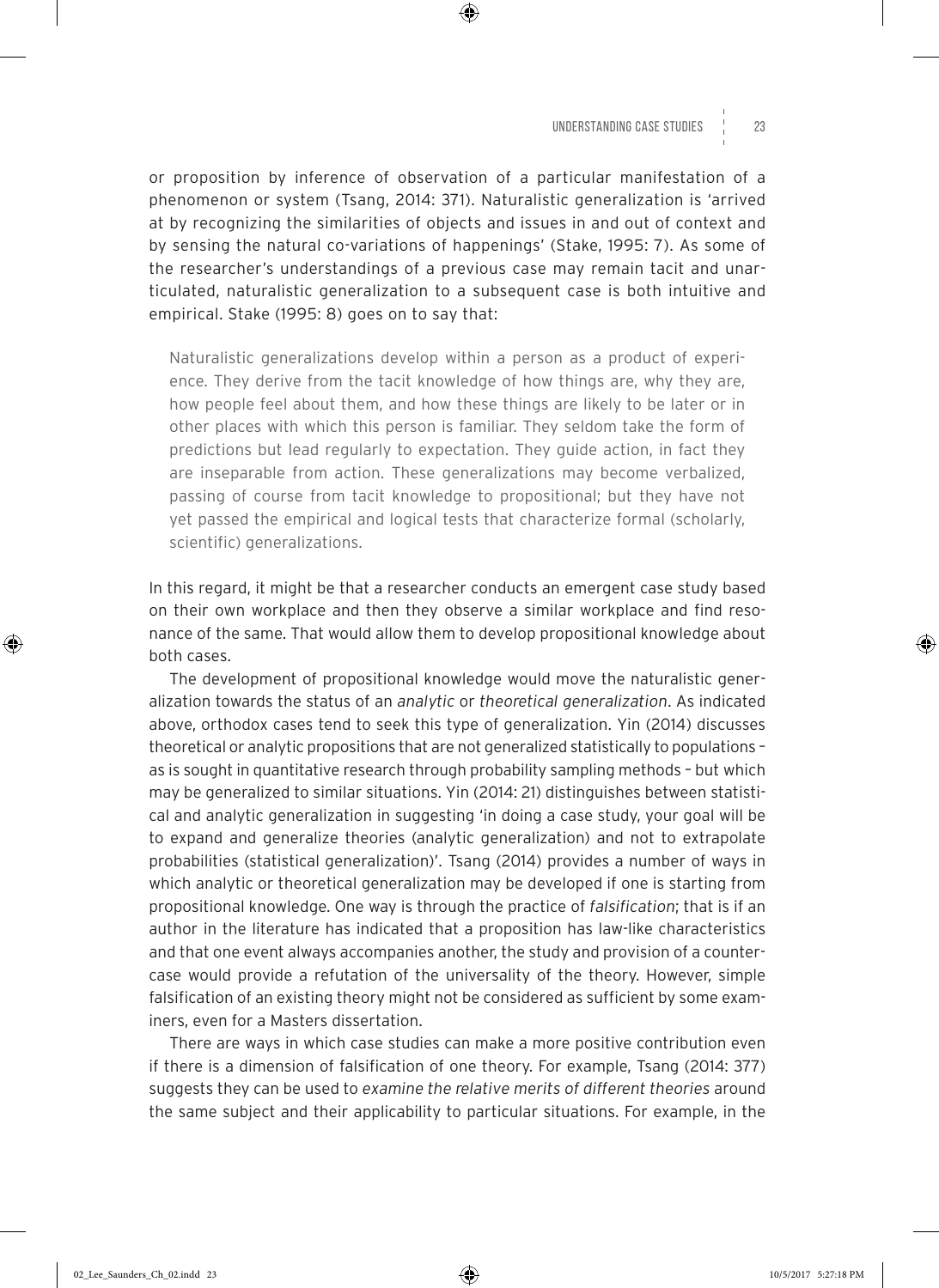or proposition by inference of observation of a particular manifestation of a phenomenon or system (Tsang, 2014: 371). Naturalistic generalization is 'arrived at by recognizing the similarities of objects and issues in and out of context and by sensing the natural co-variations of happenings' (Stake, 1995: 7). As some of the researcher's understandings of a previous case may remain tacit and unarticulated, naturalistic generalization to a subsequent case is both intuitive and empirical. Stake (1995: 8) goes on to say that:

> Naturalistic generalizations develop within a person as a product of experience. They derive from the tacit knowledge of how things are, why they are, how people feel about them, and how these things are likely to be later or in other places with which this person is familiar. They seldom take the form of predictions but lead regularly to expectation. They guide action, in fact they are inseparable from action. These generalizations may become verbalized, passing of course from tacit knowledge to propositional; but they have not yet passed the empirical and logical tests that characterize formal (scholarly, scientific) generalizations.

In this regard, it might be that a researcher conducts an emergent case study based on their own workplace and then they observe a similar workplace and find resonance of the same. That would allow them to develop propositional knowledge about both cases.

The development of propositional knowledge would move the naturalistic generalization towards the status of an *analytic* or *theoretical generalization*. As indicated above, orthodox cases tend to seek this type of generalization. Yin (2014) discusses theoretical or analytic propositions that are not generalized statistically to populations – as is sought in quantitative research through probability sampling methods – but which may be generalized to similar situations. Yin (2014: 21) distinguishes between statistical and analytic generalization in suggesting 'in doing a case study, your goal will be to expand and generalize theories (analytic generalization) and not to extrapolate probabilities (statistical generalization)'. Tsang (2014) provides a number of ways in which analytic or theoretical generalization may be developed if one is starting from propositional knowledge. One way is through the practice of *falsification*; that is if an author in the literature has indicated that a proposition has law-like characteristics and that one event always accompanies another, the study and provision of a countercase would provide a refutation of the universality of the theory. However, simple falsification of an existing theory might not be considered as sufficient by some examiners, even for a Masters dissertation.

There are ways in which case studies can make a more positive contribution even if there is a dimension of falsification of one theory. For example, Tsang (2014: 377) suggests they can be used to *examine the relative merits of different theories* around the same subject and their applicability to particular situations. For example, in the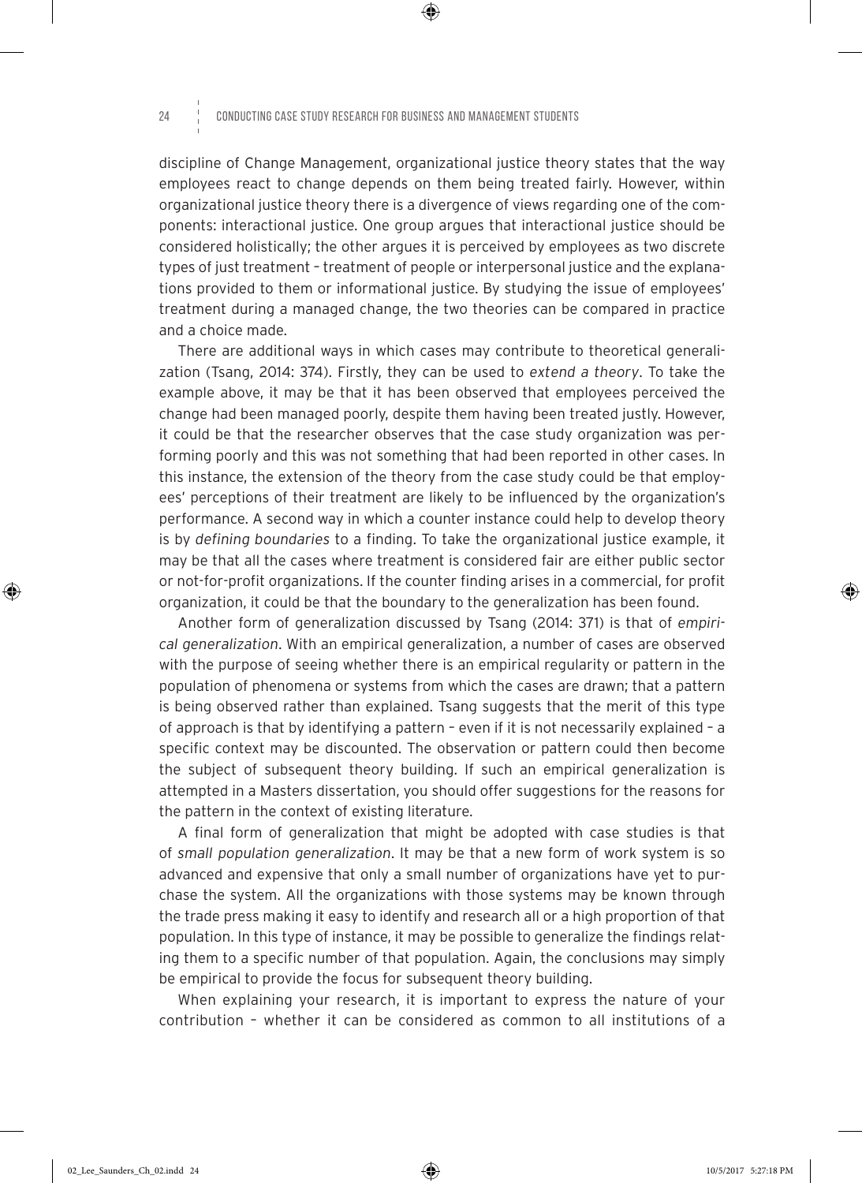discipline of Change Management, organizational justice theory states that the way employees react to change depends on them being treated fairly. However, within organizational justice theory there is a divergence of views regarding one of the components: interactional justice. One group argues that interactional justice should be considered holistically; the other argues it is perceived by employees as two discrete types of just treatment – treatment of people or interpersonal justice and the explanations provided to them or informational justice. By studying the issue of employees' treatment during a managed change, the two theories can be compared in practice and a choice made.

There are additional ways in which cases may contribute to theoretical generalization (Tsang, 2014: 374). Firstly, they can be used to *extend a theory*. To take the example above, it may be that it has been observed that employees perceived the change had been managed poorly, despite them having been treated justly. However, it could be that the researcher observes that the case study organization was performing poorly and this was not something that had been reported in other cases. In this instance, the extension of the theory from the case study could be that employees' perceptions of their treatment are likely to be influenced by the organization's performance. A second way in which a counter instance could help to develop theory is by *defining boundaries* to a finding. To take the organizational justice example, it may be that all the cases where treatment is considered fair are either public sector or not-for-profit organizations. If the counter finding arises in a commercial, for profit organization, it could be that the boundary to the generalization has been found.

Another form of generalization discussed by Tsang (2014: 371) is that of *empirical generalization*. With an empirical generalization, a number of cases are observed with the purpose of seeing whether there is an empirical regularity or pattern in the population of phenomena or systems from which the cases are drawn; that a pattern is being observed rather than explained. Tsang suggests that the merit of this type of approach is that by identifying a pattern – even if it is not necessarily explained – a specific context may be discounted. The observation or pattern could then become the subject of subsequent theory building. If such an empirical generalization is attempted in a Masters dissertation, you should offer suggestions for the reasons for the pattern in the context of existing literature.

A final form of generalization that might be adopted with case studies is that of *small population generalization*. It may be that a new form of work system is so advanced and expensive that only a small number of organizations have yet to purchase the system. All the organizations with those systems may be known through the trade press making it easy to identify and research all or a high proportion of that population. In this type of instance, it may be possible to generalize the findings relating them to a specific number of that population. Again, the conclusions may simply be empirical to provide the focus for subsequent theory building.

When explaining your research, it is important to express the nature of your contribution – whether it can be considered as common to all institutions of a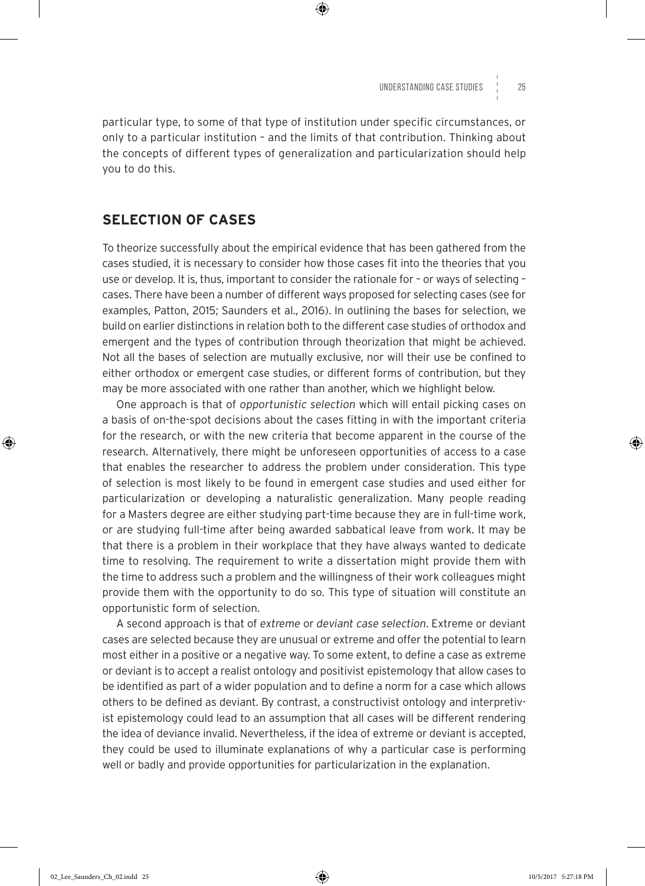particular type, to some of that type of institution under specific circumstances, or only to a particular institution – and the limits of that contribution. Thinking about the concepts of different types of generalization and particularization should help you to do this.

## SELECTION OF CASES

To theorize successfully about the empirical evidence that has been gathered from the cases studied, it is necessary to consider how those cases fit into the theories that you use or develop. It is, thus, important to consider the rationale for – or ways of selecting – cases. There have been a number of different ways proposed for selecting cases (see for examples, Patton, 2015; Saunders et al., 2016). In outlining the bases for selection, we build on earlier distinctions in relation both to the different case studies of orthodox and emergent and the types of contribution through theorization that might be achieved. Not all the bases of selection are mutually exclusive, nor will their use be confined to either orthodox or emergent case studies, or different forms of contribution, but they may be more associated with one rather than another, which we highlight below.

One approach is that of *opportunistic selection* which will entail picking cases on a basis of on-the-spot decisions about the cases fitting in with the important criteria for the research, or with the new criteria that become apparent in the course of the research. Alternatively, there might be unforeseen opportunities of access to a case that enables the researcher to address the problem under consideration. This type of selection is most likely to be found in emergent case studies and used either for particularization or developing a naturalistic generalization. Many people reading for a Masters degree are either studying part-time because they are in full-time work, or are studying full-time after being awarded sabbatical leave from work. It may be that there is a problem in their workplace that they have always wanted to dedicate time to resolving. The requirement to write a dissertation might provide them with the time to address such a problem and the willingness of their work colleagues might provide them with the opportunity to do so. This type of situation will constitute an opportunistic form of selection.

A second approach is that of *extreme* or *deviant case selection*. Extreme or deviant cases are selected because they are unusual or extreme and offer the potential to learn most either in a positive or a negative way. To some extent, to define a case as extreme or deviant is to accept a realist ontology and positivist epistemology that allow cases to be identified as part of a wider population and to define a norm for a case which allows others to be defined as deviant. By contrast, a constructivist ontology and interpretivist epistemology could lead to an assumption that all cases will be different rendering the idea of deviance invalid. Nevertheless, if the idea of extreme or deviant is accepted, they could be used to illuminate explanations of why a particular case is performing well or badly and provide opportunities for particularization in the explanation.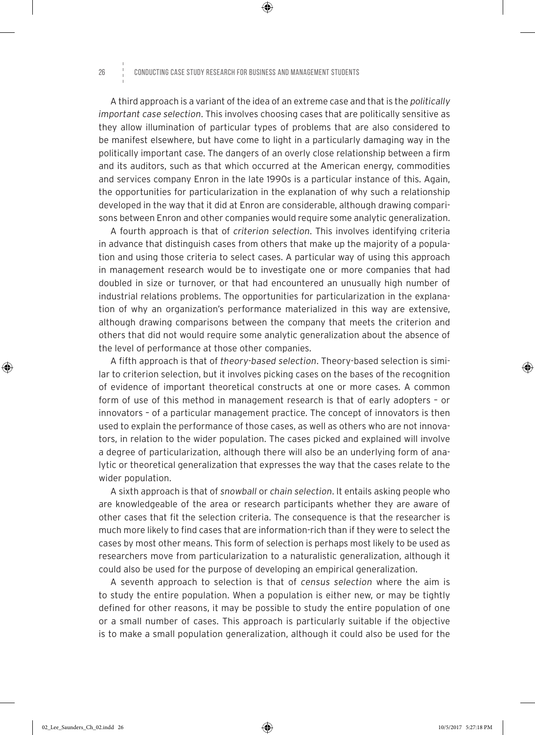A third approach is a variant of the idea of an extreme case and that is the *politically important case selection*. This involves choosing cases that are politically sensitive as they allow illumination of particular types of problems that are also considered to be manifest elsewhere, but have come to light in a particularly damaging way in the politically important case. The dangers of an overly close relationship between a firm and its auditors, such as that which occurred at the American energy, commodities and services company Enron in the late 1990s is a particular instance of this. Again, the opportunities for particularization in the explanation of why such a relationship developed in the way that it did at Enron are considerable, although drawing comparisons between Enron and other companies would require some analytic generalization.

A fourth approach is that of *criterion selection*. This involves identifying criteria in advance that distinguish cases from others that make up the majority of a population and using those criteria to select cases. A particular way of using this approach in management research would be to investigate one or more companies that had doubled in size or turnover, or that had encountered an unusually high number of industrial relations problems. The opportunities for particularization in the explanation of why an organization's performance materialized in this way are extensive, although drawing comparisons between the company that meets the criterion and others that did not would require some analytic generalization about the absence of the level of performance at those other companies.

A fifth approach is that of *theory-based selection*. Theory-based selection is similar to criterion selection, but it involves picking cases on the bases of the recognition of evidence of important theoretical constructs at one or more cases. A common form of use of this method in management research is that of early adopters – or innovators – of a particular management practice. The concept of innovators is then used to explain the performance of those cases, as well as others who are not innovators, in relation to the wider population. The cases picked and explained will involve a degree of particularization, although there will also be an underlying form of analytic or theoretical generalization that expresses the way that the cases relate to the wider population.

A sixth approach is that of *snowball* or *chain selection*. It entails asking people who are knowledgeable of the area or research participants whether they are aware of other cases that fit the selection criteria. The consequence is that the researcher is much more likely to find cases that are information-rich than if they were to select the cases by most other means. This form of selection is perhaps most likely to be used as researchers move from particularization to a naturalistic generalization, although it could also be used for the purpose of developing an empirical generalization.

A seventh approach to selection is that of *census selection* where the aim is to study the entire population. When a population is either new, or may be tightly defined for other reasons, it may be possible to study the entire population of one or a small number of cases. This approach is particularly suitable if the objective is to make a small population generalization, although it could also be used for the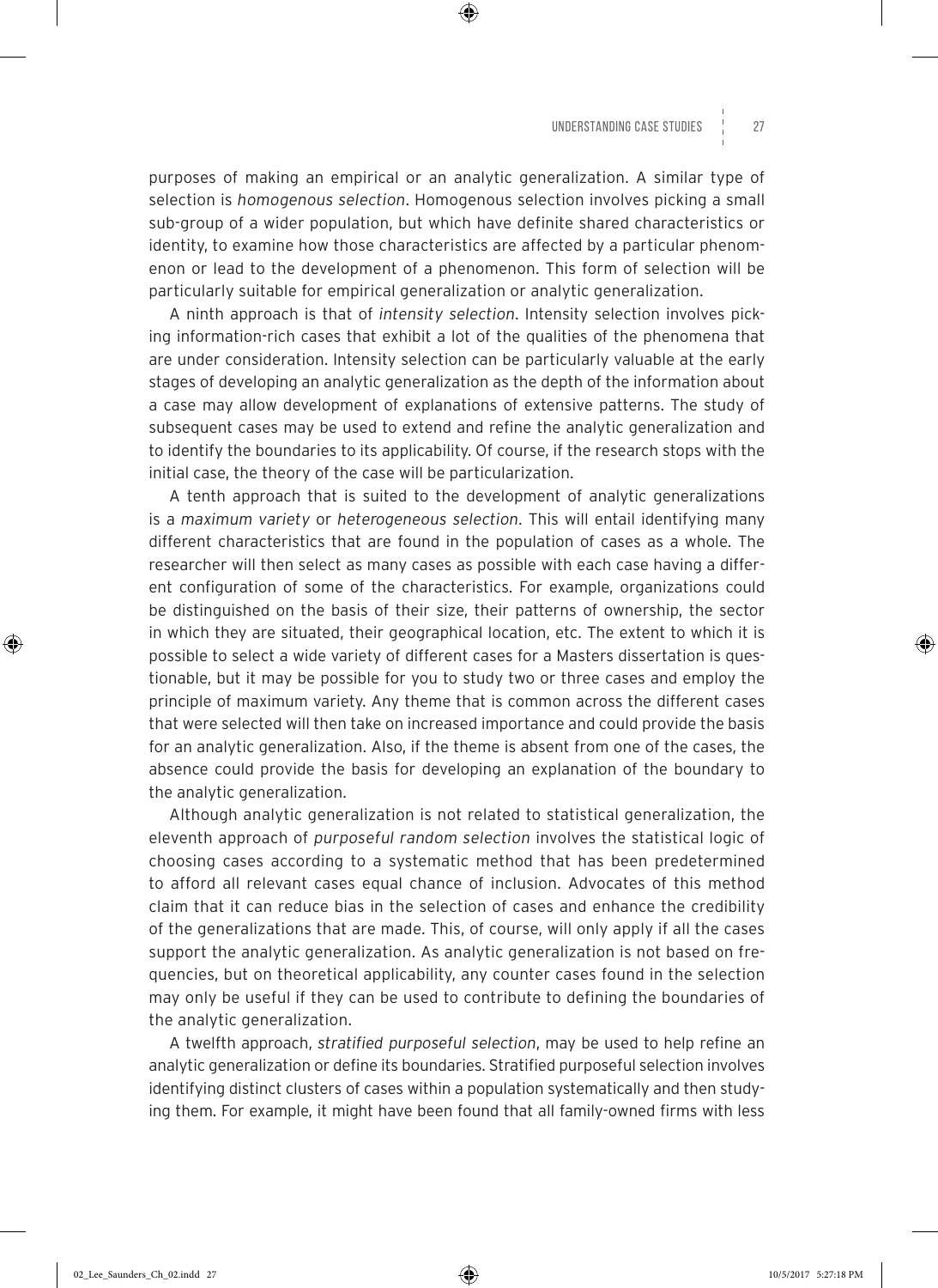purposes of making an empirical or an analytic generalization. A similar type of selection is *homogenous selection*. Homogenous selection involves picking a small sub-group of a wider population, but which have definite shared characteristics or identity, to examine how those characteristics are affected by a particular phenomenon or lead to the development of a phenomenon. This form of selection will be particularly suitable for empirical generalization or analytic generalization.

A ninth approach is that of *intensity selection*. Intensity selection involves picking information-rich cases that exhibit a lot of the qualities of the phenomena that are under consideration. Intensity selection can be particularly valuable at the early stages of developing an analytic generalization as the depth of the information about a case may allow development of explanations of extensive patterns. The study of subsequent cases may be used to extend and refine the analytic generalization and to identify the boundaries to its applicability. Of course, if the research stops with the initial case, the theory of the case will be particularization.

A tenth approach that is suited to the development of analytic generalizations is a *maximum variety* or *heterogeneous selection*. This will entail identifying many different characteristics that are found in the population of cases as a whole. The researcher will then select as many cases as possible with each case having a different configuration of some of the characteristics. For example, organizations could be distinguished on the basis of their size, their patterns of ownership, the sector in which they are situated, their geographical location, etc. The extent to which it is possible to select a wide variety of different cases for a Masters dissertation is questionable, but it may be possible for you to study two or three cases and employ the principle of maximum variety. Any theme that is common across the different cases that were selected will then take on increased importance and could provide the basis for an analytic generalization. Also, if the theme is absent from one of the cases, the absence could provide the basis for developing an explanation of the boundary to the analytic generalization.

Although analytic generalization is not related to statistical generalization, the eleventh approach of *purposeful random selection* involves the statistical logic of choosing cases according to a systematic method that has been predetermined to afford all relevant cases equal chance of inclusion. Advocates of this method claim that it can reduce bias in the selection of cases and enhance the credibility of the generalizations that are made. This, of course, will only apply if all the cases support the analytic generalization. As analytic generalization is not based on frequencies, but on theoretical applicability, any counter cases found in the selection may only be useful if they can be used to contribute to defining the boundaries of the analytic generalization.

A twelfth approach, *stratified purposeful selection*, may be used to help refine an analytic generalization or define its boundaries. Stratified purposeful selection involves identifying distinct clusters of cases within a population systematically and then studying them. For example, it might have been found that all family-owned firms with less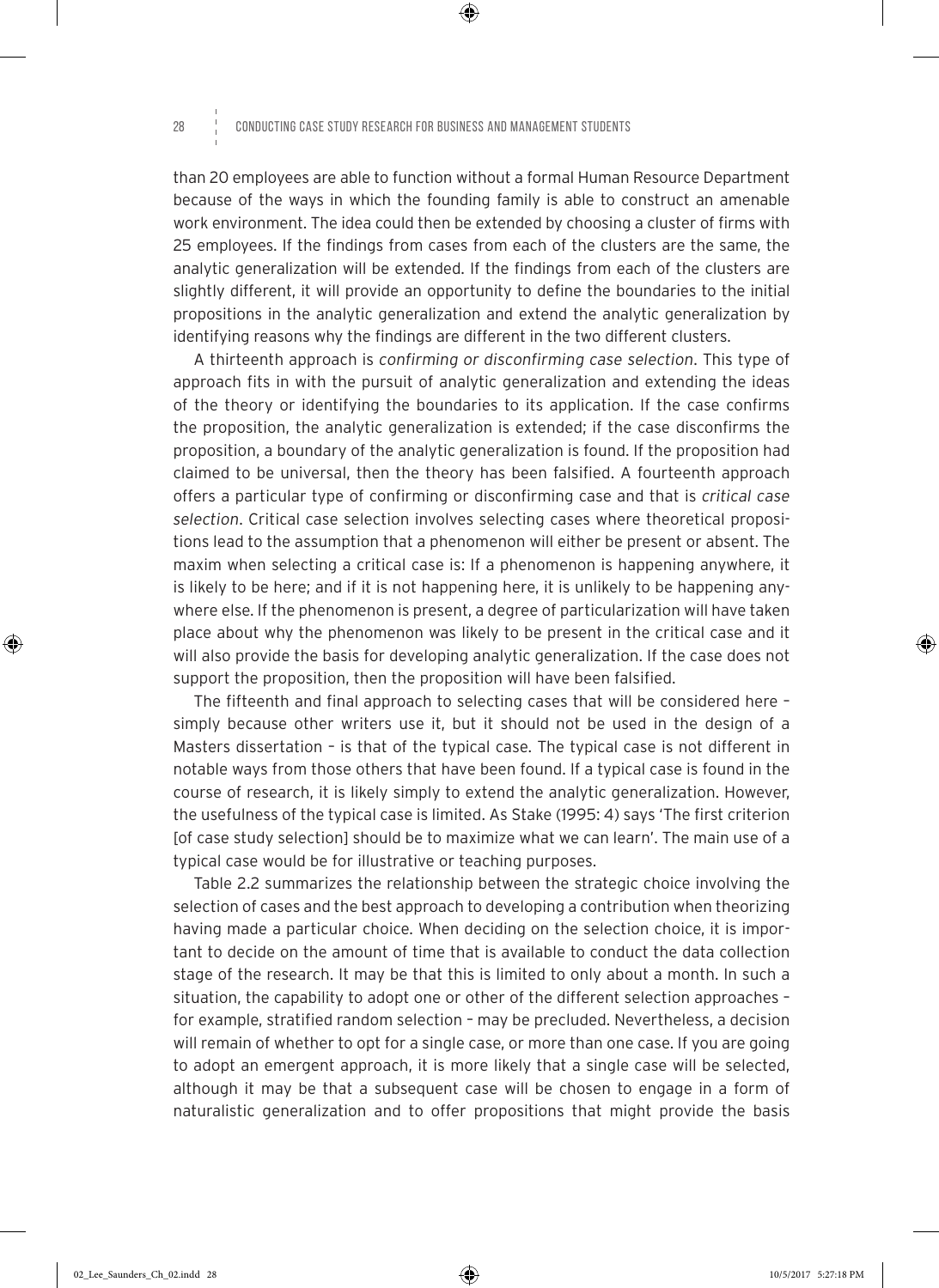than 20 employees are able to function without a formal Human Resource Department because of the ways in which the founding family is able to construct an amenable work environment. The idea could then be extended by choosing a cluster of firms with 25 employees. If the findings from cases from each of the clusters are the same, the analytic generalization will be extended. If the findings from each of the clusters are slightly different, it will provide an opportunity to define the boundaries to the initial propositions in the analytic generalization and extend the analytic generalization by identifying reasons why the findings are different in the two different clusters.

A thirteenth approach is *confirming or disconfirming case selection*. This type of approach fits in with the pursuit of analytic generalization and extending the ideas of the theory or identifying the boundaries to its application. If the case confirms the proposition, the analytic generalization is extended; if the case disconfirms the proposition, a boundary of the analytic generalization is found. If the proposition had claimed to be universal, then the theory has been falsified. A fourteenth approach offers a particular type of confirming or disconfirming case and that is *critical case selection*. Critical case selection involves selecting cases where theoretical propositions lead to the assumption that a phenomenon will either be present or absent. The maxim when selecting a critical case is: If a phenomenon is happening anywhere, it is likely to be here; and if it is not happening here, it is unlikely to be happening anywhere else. If the phenomenon is present, a degree of particularization will have taken place about why the phenomenon was likely to be present in the critical case and it will also provide the basis for developing analytic generalization. If the case does not support the proposition, then the proposition will have been falsified.

The fifteenth and final approach to selecting cases that will be considered here – simply because other writers use it, but it should not be used in the design of a Masters dissertation – is that of the typical case. The typical case is not different in notable ways from those others that have been found. If a typical case is found in the course of research, it is likely simply to extend the analytic generalization. However, the usefulness of the typical case is limited. As Stake (1995: 4) says 'The first criterion [of case study selection] should be to maximize what we can learn'. The main use of a typical case would be for illustrative or teaching purposes.

Table 2.2 summarizes the relationship between the strategic choice involving the selection of cases and the best approach to developing a contribution when theorizing having made a particular choice. When deciding on the selection choice, it is important to decide on the amount of time that is available to conduct the data collection stage of the research. It may be that this is limited to only about a month. In such a situation, the capability to adopt one or other of the different selection approaches – for example, stratified random selection – may be precluded. Nevertheless, a decision will remain of whether to opt for a single case, or more than one case. If you are going to adopt an emergent approach, it is more likely that a single case will be selected, although it may be that a subsequent case will be chosen to engage in a form of naturalistic generalization and to offer propositions that might provide the basis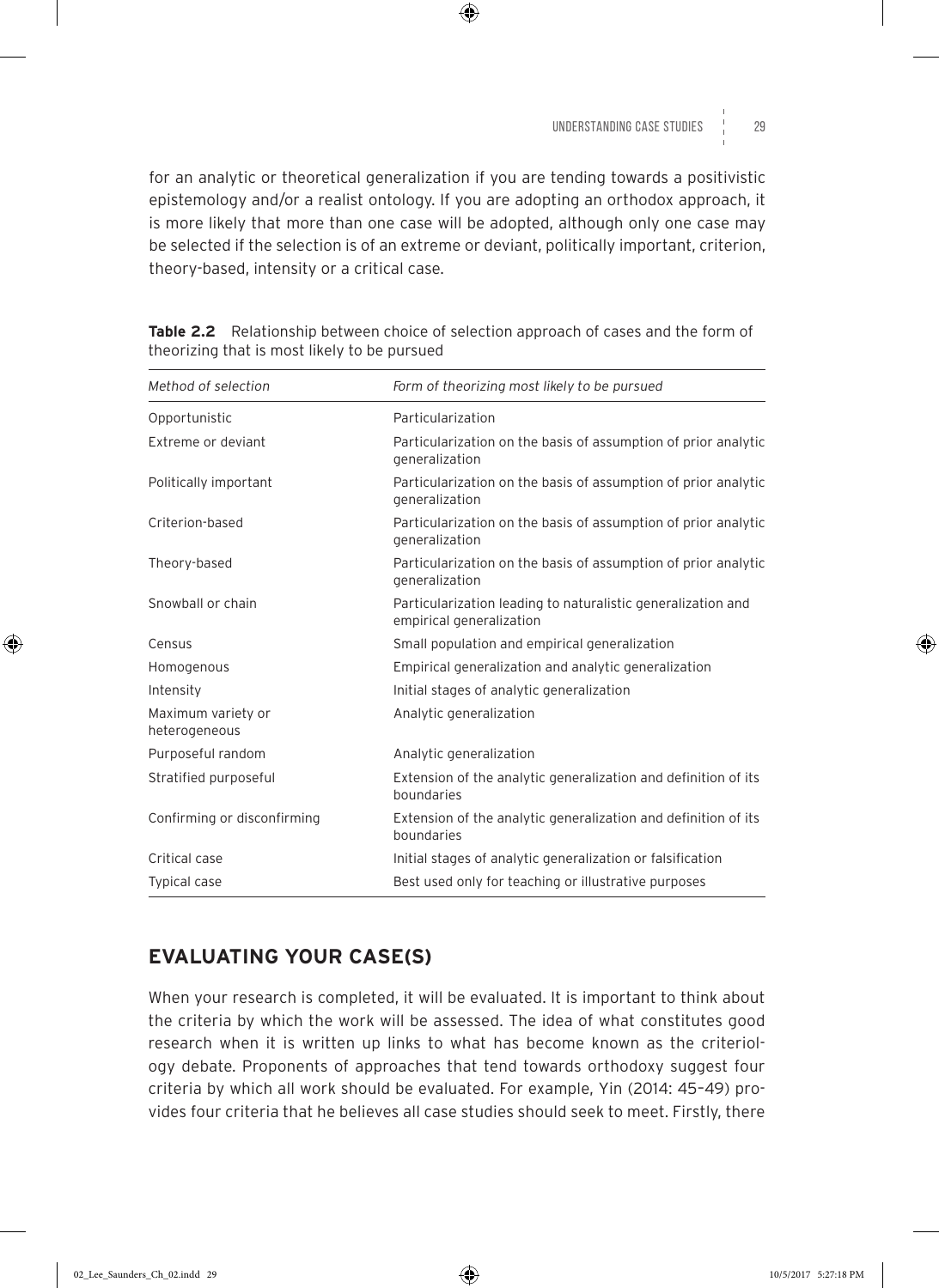for an analytic or theoretical generalization if you are tending towards a positivistic epistemology and/or a realist ontology. If you are adopting an orthodox approach, it is more likely that more than one case will be adopted, although only one case may be selected if the selection is of an extreme or deviant, politically important, criterion, theory-based, intensity or a critical case.

**Table 2.2** Relationship between choice of selection approach of cases and the form of theorizing that is most likely to be pursued

| *Method of selection* | *Form of theorizing most likely to be pursued* |
|---|---|
| Opportunistic | Particularization |
| Extreme or deviant | Particularization on the basis of assumption of prior analytic generalization |
| Politically important | Particularization on the basis of assumption of prior analytic generalization |
| Criterion-based | Particularization on the basis of assumption of prior analytic generalization |
| Theory-based | Particularization on the basis of assumption of prior analytic generalization |
| Snowball or chain | Particularization leading to naturalistic generalization and empirical generalization |
| Census | Small population and empirical generalization |
| Homogenous | Empirical generalization and analytic generalization |
| Intensity | Initial stages of analytic generalization |
| Maximum variety or heterogeneous | Analytic generalization |
| Purposeful random | Analytic generalization |
| Stratified purposeful | Extension of the analytic generalization and definition of its boundaries |
| Confirming or disconfirming | Extension of the analytic generalization and definition of its boundaries |
| Critical case | Initial stages of analytic generalization or falsification |
| Typical case | Best used only for teaching or illustrative purposes |

## EVALUATING YOUR CASE(S)

When your research is completed, it will be evaluated. It is important to think about the criteria by which the work will be assessed. The idea of what constitutes good research when it is written up links to what has become known as the criteriology debate. Proponents of approaches that tend towards orthodoxy suggest four criteria by which all work should be evaluated. For example, Yin (2014: 45–49) provides four criteria that he believes all case studies should seek to meet. Firstly, there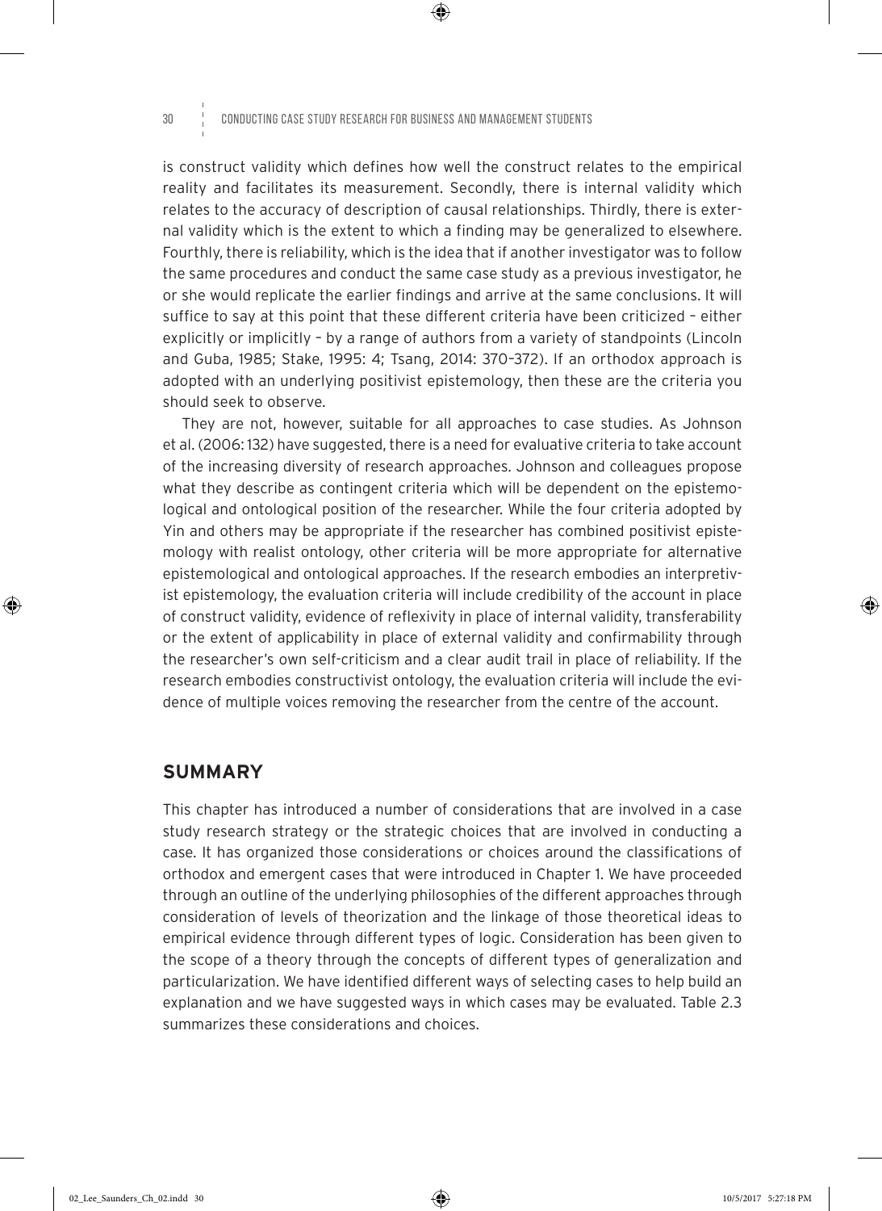is construct validity which defines how well the construct relates to the empirical reality and facilitates its measurement. Secondly, there is internal validity which relates to the accuracy of description of causal relationships. Thirdly, there is external validity which is the extent to which a finding may be generalized to elsewhere. Fourthly, there is reliability, which is the idea that if another investigator was to follow the same procedures and conduct the same case study as a previous investigator, he or she would replicate the earlier findings and arrive at the same conclusions. It will suffice to say at this point that these different criteria have been criticized – either explicitly or implicitly – by a range of authors from a variety of standpoints (Lincoln and Guba, 1985; Stake, 1995: 4; Tsang, 2014: 370–372). If an orthodox approach is adopted with an underlying positivist epistemology, then these are the criteria you should seek to observe.

They are not, however, suitable for all approaches to case studies. As Johnson et al. (2006: 132) have suggested, there is a need for evaluative criteria to take account of the increasing diversity of research approaches. Johnson and colleagues propose what they describe as contingent criteria which will be dependent on the epistemological and ontological position of the researcher. While the four criteria adopted by Yin and others may be appropriate if the researcher has combined positivist epistemology with realist ontology, other criteria will be more appropriate for alternative epistemological and ontological approaches. If the research embodies an interpretivist epistemology, the evaluation criteria will include credibility of the account in place of construct validity, evidence of reflexivity in place of internal validity, transferability or the extent of applicability in place of external validity and confirmability through the researcher's own self-criticism and a clear audit trail in place of reliability. If the research embodies constructivist ontology, the evaluation criteria will include the evidence of multiple voices removing the researcher from the centre of the account.

## SUMMARY

This chapter has introduced a number of considerations that are involved in a case study research strategy or the strategic choices that are involved in conducting a case. It has organized those considerations or choices around the classifications of orthodox and emergent cases that were introduced in Chapter 1. We have proceeded through an outline of the underlying philosophies of the different approaches through consideration of levels of theorization and the linkage of those theoretical ideas to empirical evidence through different types of logic. Consideration has been given to the scope of a theory through the concepts of different types of generalization and particularization. We have identified different ways of selecting cases to help build an explanation and we have suggested ways in which cases may be evaluated. Table 2.3 summarizes these considerations and choices.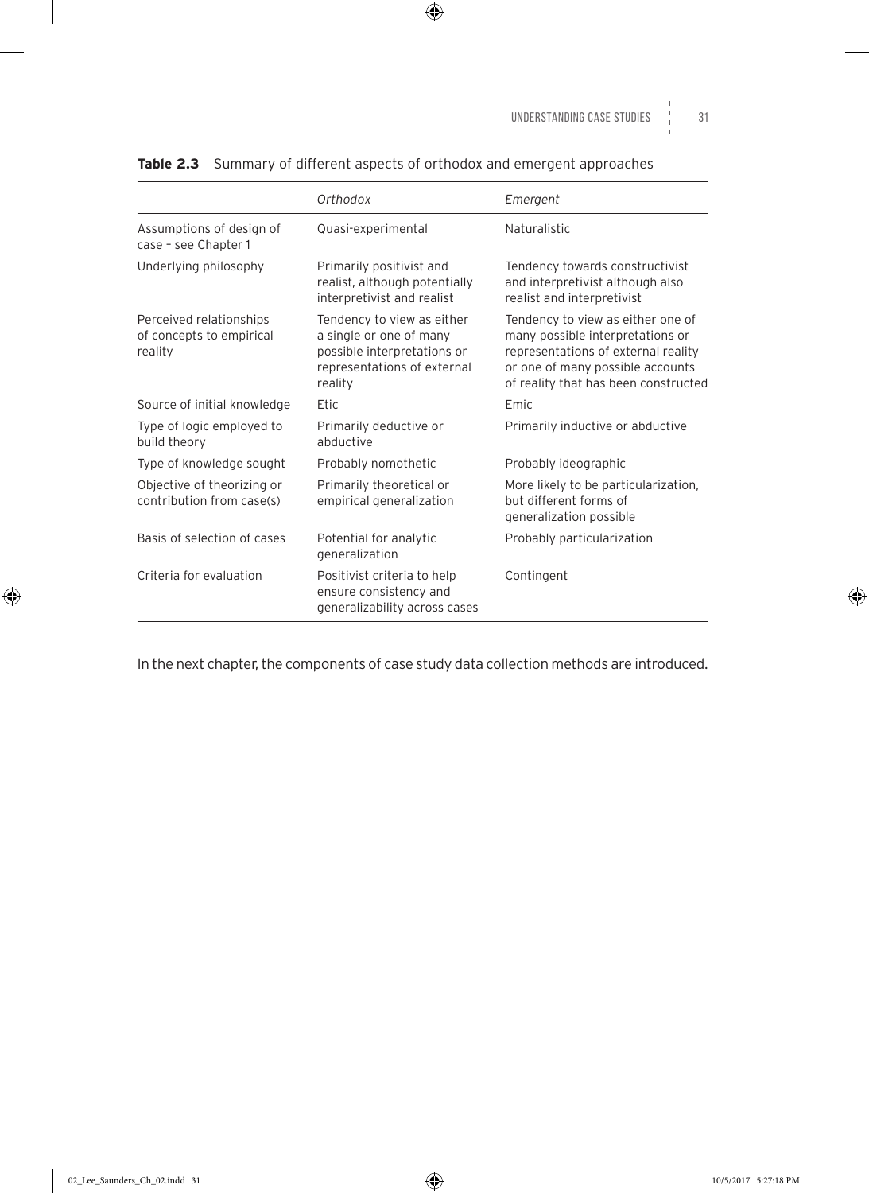**Table 2.3** Summary of different aspects of orthodox and emergent approaches

| | *Orthodox* | *Emergent* |
|---|---|---|
| Assumptions of design of case – see Chapter 1 | Quasi-experimental | Naturalistic |
| Underlying philosophy | Primarily positivist and realist, although potentially interpretivist and realist | Tendency towards constructivist and interpretivist although also realist and interpretivist |
| Perceived relationships of concepts to empirical reality | Tendency to view as either a single or one of many possible interpretations or representations of external reality | Tendency to view as either one of many possible interpretations or representations of external reality or one of many possible accounts of reality that has been constructed |
| Source of initial knowledge | Etic | Emic |
| Type of logic employed to build theory | Primarily deductive or abductive | Primarily inductive or abductive |
| Type of knowledge sought | Probably nomothetic | Probably ideographic |
| Objective of theorizing or contribution from case(s) | Primarily theoretical or empirical generalization | More likely to be particularization, but different forms of generalization possible |
| Basis of selection of cases | Potential for analytic generalization | Probably particularization |
| Criteria for evaluation | Positivist criteria to help ensure consistency and generalizability across cases | Contingent |

In the next chapter, the components of case study data collection methods are introduced.